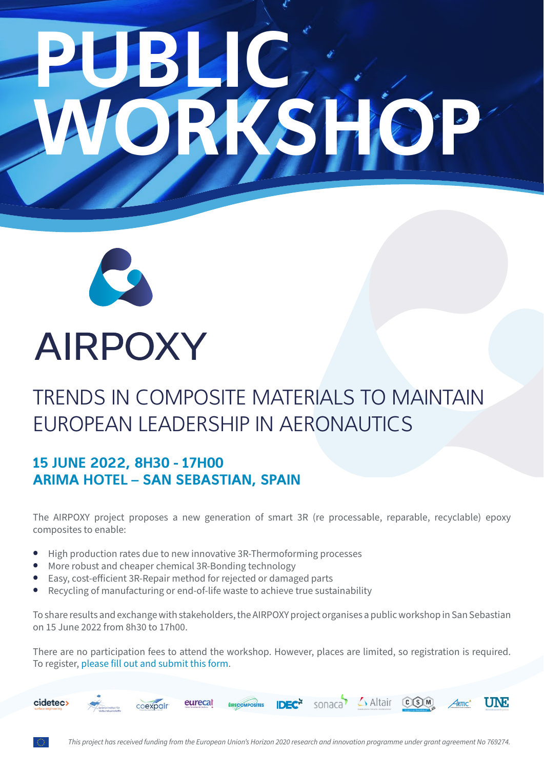# PUBLIC WORKSHOP

## AIRPOXY

## TRENDS IN COMPOSITE MATERIALS TO MAINTAIN EUROPEAN LEADERSHIP IN AERONAUTICS

### 15 JUNE 2022, 8H30 - 17H00
### ARIMA HOTEL – SAN SEBASTIAN, SPAIN

The AIRPOXY project proposes a new generation of smart 3R (re processable, reparable, recyclable) epoxy composites to enable:

- High production rates due to new innovative 3R-Thermoforming processes
- More robust and cheaper chemical 3R-Bonding technology
- Easy, cost-efficient 3R-Repair method for rejected or damaged parts
- Recycling of manufacturing or end-of-life waste to achieve true sustainability

To share results and exchange with stakeholders, the AIRPOXY project organises a public workshop in San Sebastian on 15 June 2022 from 8h30 to 17h00.

There are no participation fees to attend the workshop. However, places are limited, so registration is required. To register, please fill out and submit this form.

cidetec surface engineering · Leibniz-Institut für Verbundwerkstoffe · coexpair · eurecat · ÉIRECOMPOSITES · IDEC · sonaca · Altair · CSM · ARTTIC · UNE

*This project has received funding from the European Union's Horizon 2020 research and innovation programme under grant agreement No 769274.*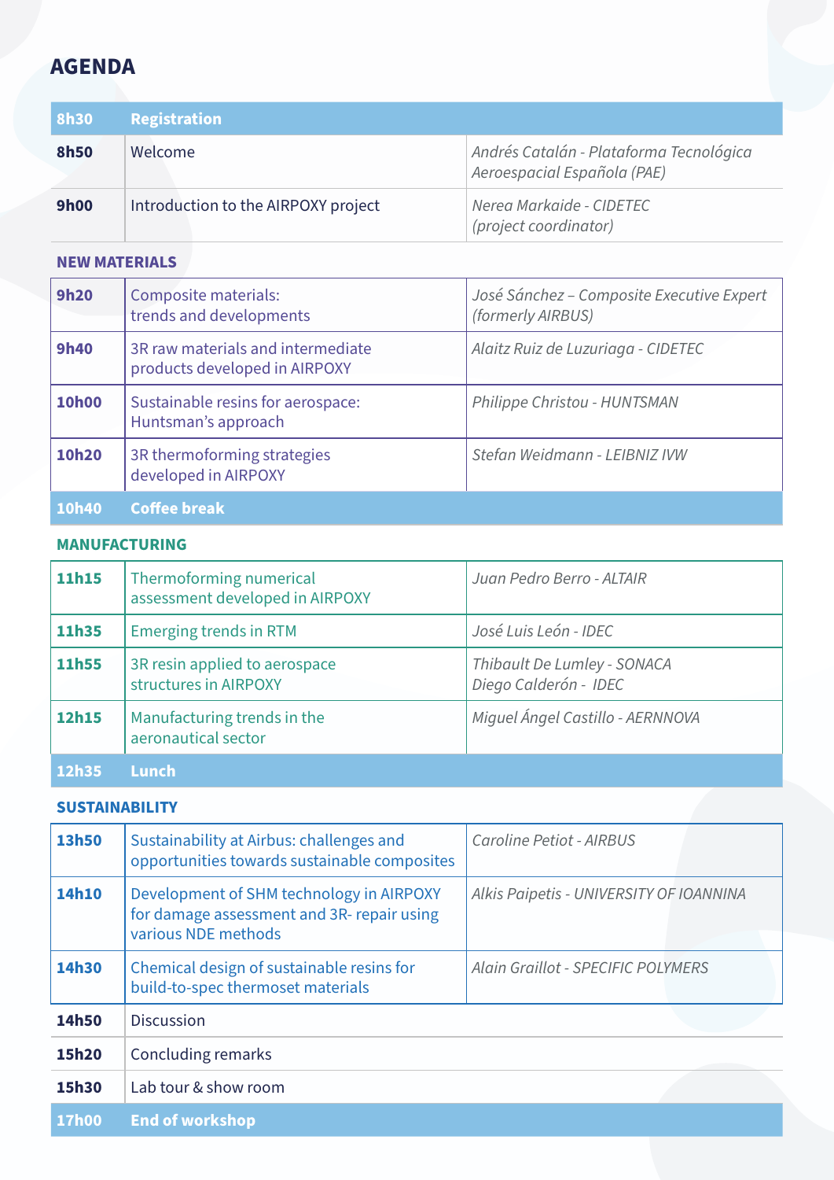# AGENDA

| | | |
|---|---|---|
| **8h30** | **Registration** | |
| **8h50** | Welcome | *Andrés Catalán - Plataforma Tecnológica Aeroespacial Española (PAE)* |
| **9h00** | Introduction to the AIRPOXY project | *Nerea Markaide - CIDETEC (project coordinator)* |

## NEW MATERIALS

| | | |
|---|---|---|
| **9h20** | Composite materials: trends and developments | *José Sánchez – Composite Executive Expert (formerly AIRBUS)* |
| **9h40** | 3R raw materials and intermediate products developed in AIRPOXY | *Alaitz Ruiz de Luzuriaga - CIDETEC* |
| **10h00** | Sustainable resins for aerospace: Huntsman's approach | *Philippe Christou - HUNTSMAN* |
| **10h20** | 3R thermoforming strategies developed in AIRPOXY | *Stefan Weidmann - LEIBNIZ IVW* |
| **10h40** | **Coffee break** | |

## MANUFACTURING

| | | |
|---|---|---|
| **11h15** | Thermoforming numerical assessment developed in AIRPOXY | *Juan Pedro Berro - ALTAIR* |
| **11h35** | Emerging trends in RTM | *José Luis León - IDEC* |
| **11h55** | 3R resin applied to aerospace structures in AIRPOXY | *Thibault De Lumley - SONACA*<br>*Diego Calderón - IDEC* |
| **12h15** | Manufacturing trends in the aeronautical sector | *Miguel Ángel Castillo - AERNNOVA* |
| **12h35** | **Lunch** | |

## SUSTAINABILITY

| | | |
|---|---|---|
| **13h50** | Sustainability at Airbus: challenges and opportunities towards sustainable composites | *Caroline Petiot - AIRBUS* |
| **14h10** | Development of SHM technology in AIRPOXY for damage assessment and 3R- repair using various NDE methods | *Alkis Paipetis - UNIVERSITY OF IOANNINA* |
| **14h30** | Chemical design of sustainable resins for build-to-spec thermoset materials | *Alain Graillot - SPECIFIC POLYMERS* |
| **14h50** | Discussion | |
| **15h20** | Concluding remarks | |
| **15h30** | Lab tour & show room | |
| **17h00** | **End of workshop** | |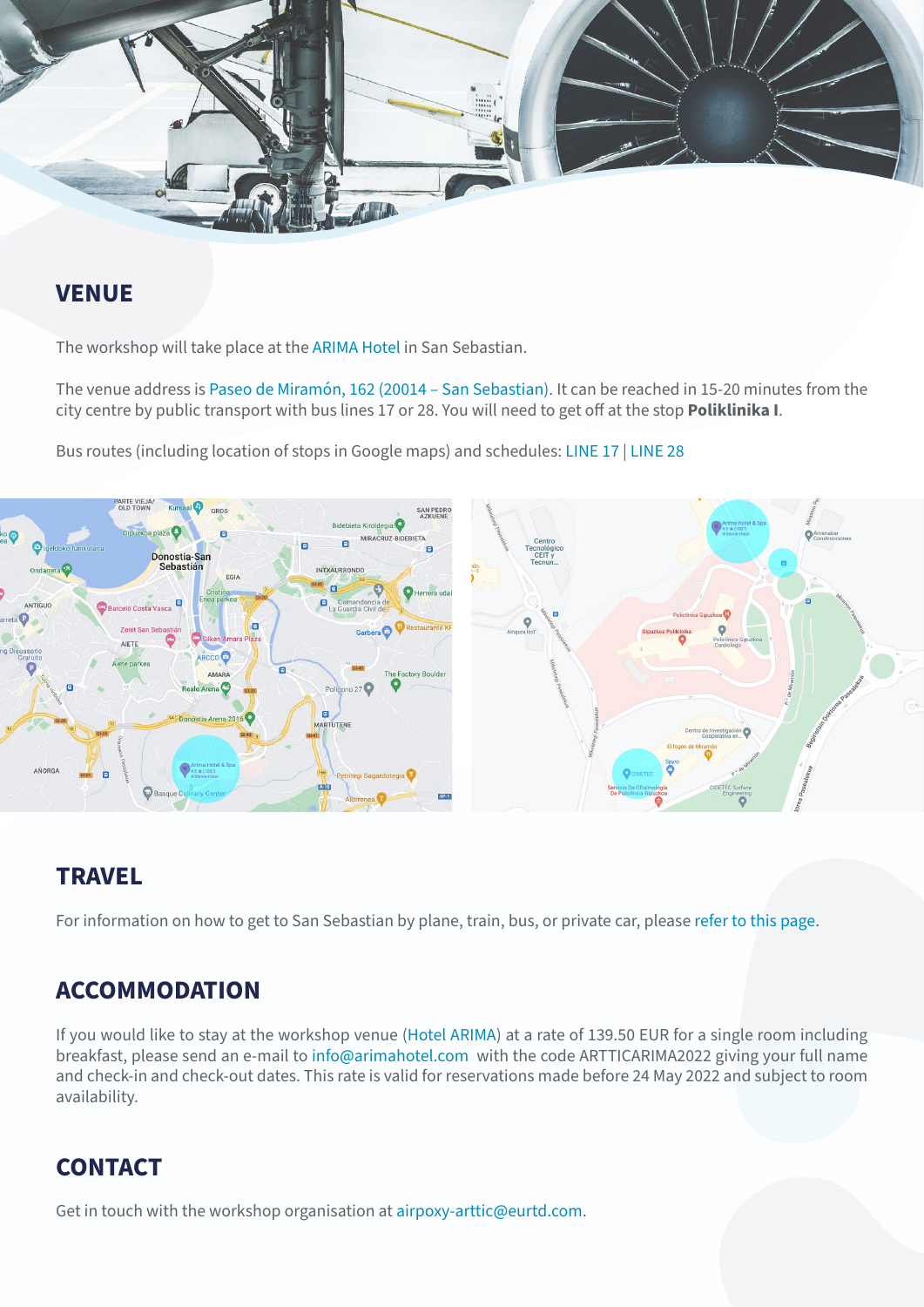## VENUE

The workshop will take place at the ARIMA Hotel in San Sebastian.

The venue address is Paseo de Miramón, 162 (20014 – San Sebastian). It can be reached in 15-20 minutes from the city centre by public transport with bus lines 17 or 28. You will need to get off at the stop **Poliklinika I**.

Bus routes (including location of stops in Google maps) and schedules: LINE 17 | LINE 28

## TRAVEL

For information on how to get to San Sebastian by plane, train, bus, or private car, please refer to this page.

## ACCOMMODATION

If you would like to stay at the workshop venue (Hotel ARIMA) at a rate of 139.50 EUR for a single room including breakfast, please send an e-mail to info@arimahotel.com with the code ARTTICARIMA2022 giving your full name and check-in and check-out dates. This rate is valid for reservations made before 24 May 2022 and subject to room availability.

## CONTACT

Get in touch with the workshop organisation at airpoxy-arttic@eurtd.com.